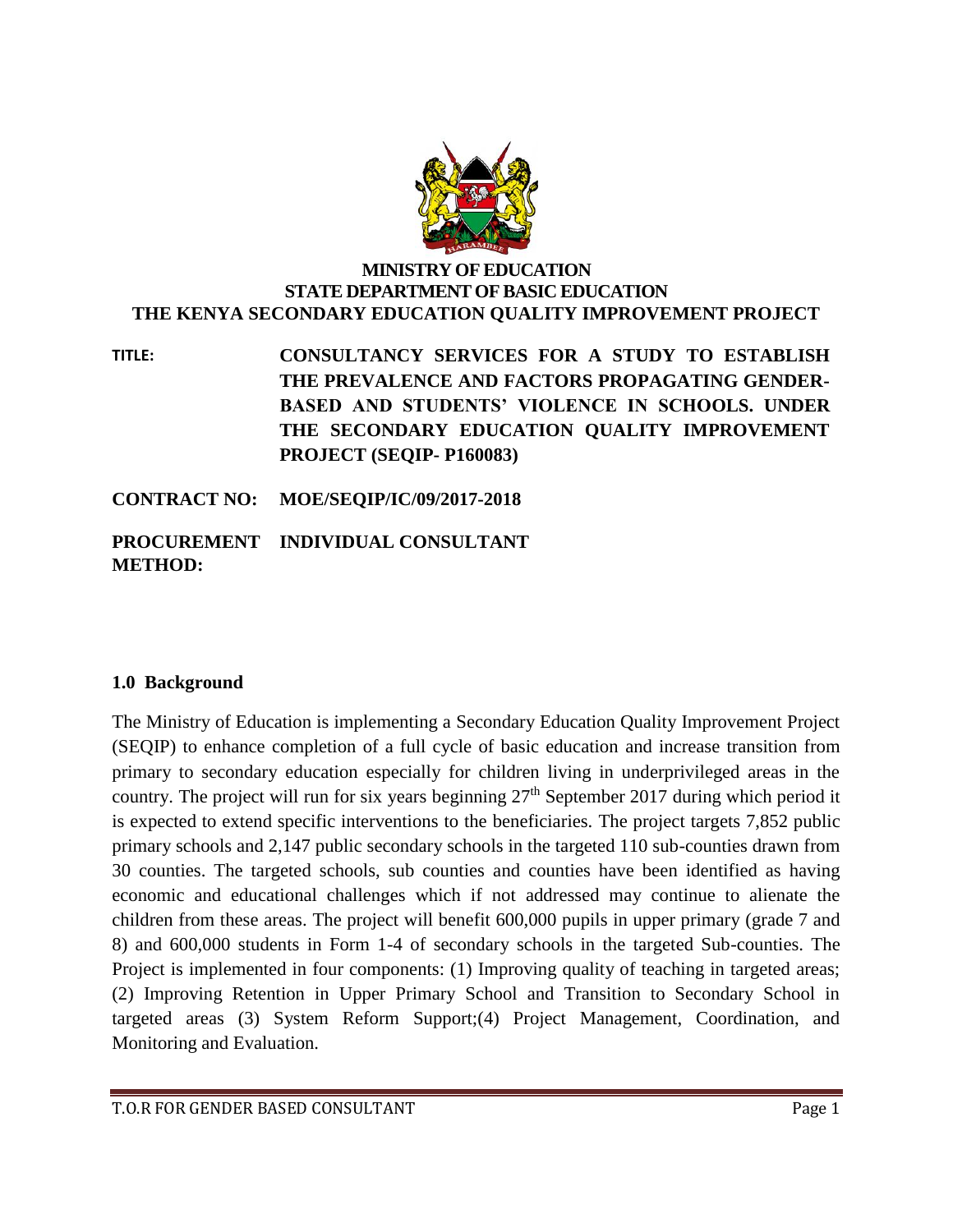**MINISTRY OF EDUCATION**
**STATE DEPARTMENT OF BASIC EDUCATION**
**THE KENYA SECONDARY EDUCATION QUALITY IMPROVEMENT PROJECT**

**TITLE:** **CONSULTANCY SERVICES FOR A STUDY TO ESTABLISH THE PREVALENCE AND FACTORS PROPAGATING GENDER-BASED AND STUDENTS' VIOLENCE IN SCHOOLS. UNDER THE SECONDARY EDUCATION QUALITY IMPROVEMENT PROJECT (SEQIP- P160083)**

**CONTRACT NO:** **MOE/SEQIP/IC/09/2017-2018**

**PROCUREMENT METHOD:** **INDIVIDUAL CONSULTANT**

## 1.0 Background

The Ministry of Education is implementing a Secondary Education Quality Improvement Project (SEQIP) to enhance completion of a full cycle of basic education and increase transition from primary to secondary education especially for children living in underprivileged areas in the country. The project will run for six years beginning 27th September 2017 during which period it is expected to extend specific interventions to the beneficiaries. The project targets 7,852 public primary schools and 2,147 public secondary schools in the targeted 110 sub-counties drawn from 30 counties. The targeted schools, sub counties and counties have been identified as having economic and educational challenges which if not addressed may continue to alienate the children from these areas. The project will benefit 600,000 pupils in upper primary (grade 7 and 8) and 600,000 students in Form 1-4 of secondary schools in the targeted Sub-counties. The Project is implemented in four components: (1) Improving quality of teaching in targeted areas; (2) Improving Retention in Upper Primary School and Transition to Secondary School in targeted areas (3) System Reform Support;(4) Project Management, Coordination, and Monitoring and Evaluation.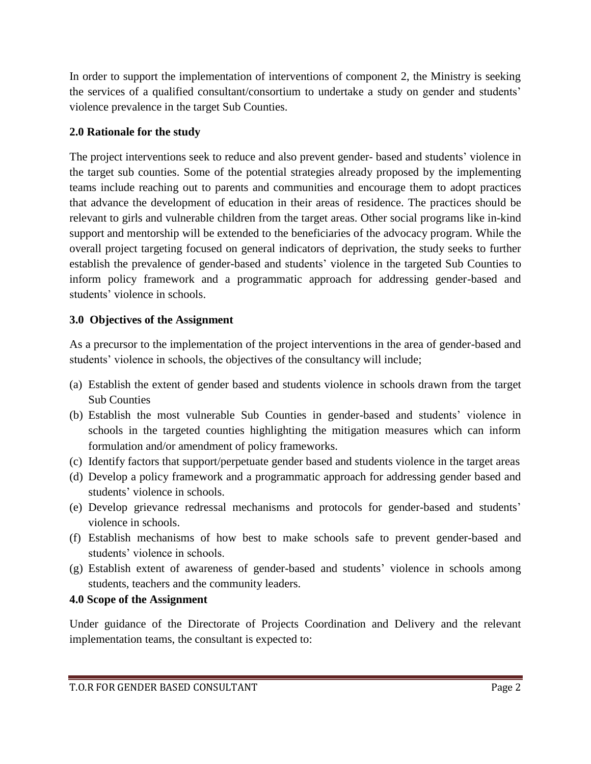In order to support the implementation of interventions of component 2, the Ministry is seeking the services of a qualified consultant/consortium to undertake a study on gender and students' violence prevalence in the target Sub Counties.

## 2.0 Rationale for the study

The project interventions seek to reduce and also prevent gender- based and students' violence in the target sub counties. Some of the potential strategies already proposed by the implementing teams include reaching out to parents and communities and encourage them to adopt practices that advance the development of education in their areas of residence. The practices should be relevant to girls and vulnerable children from the target areas. Other social programs like in-kind support and mentorship will be extended to the beneficiaries of the advocacy program. While the overall project targeting focused on general indicators of deprivation, the study seeks to further establish the prevalence of gender-based and students' violence in the targeted Sub Counties to inform policy framework and a programmatic approach for addressing gender-based and students' violence in schools.

## 3.0 Objectives of the Assignment

As a precursor to the implementation of the project interventions in the area of gender-based and students' violence in schools, the objectives of the consultancy will include;

(a) Establish the extent of gender based and students violence in schools drawn from the target Sub Counties
(b) Establish the most vulnerable Sub Counties in gender-based and students' violence in schools in the targeted counties highlighting the mitigation measures which can inform formulation and/or amendment of policy frameworks.
(c) Identify factors that support/perpetuate gender based and students violence in the target areas
(d) Develop a policy framework and a programmatic approach for addressing gender based and students' violence in schools.
(e) Develop grievance redressal mechanisms and protocols for gender-based and students' violence in schools.
(f) Establish mechanisms of how best to make schools safe to prevent gender-based and students' violence in schools.
(g) Establish extent of awareness of gender-based and students' violence in schools among students, teachers and the community leaders.

## 4.0 Scope of the Assignment

Under guidance of the Directorate of Projects Coordination and Delivery and the relevant implementation teams, the consultant is expected to: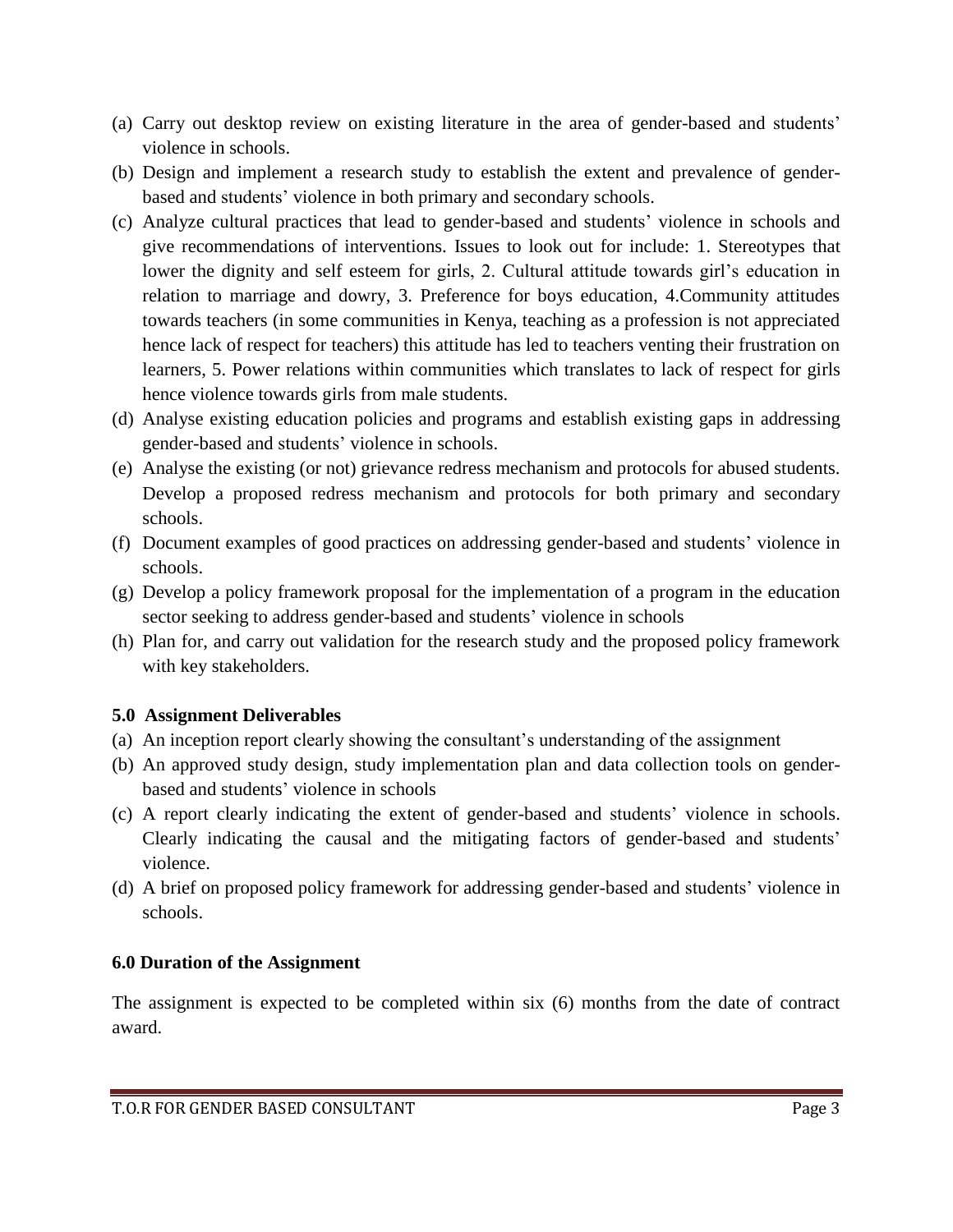(a) Carry out desktop review on existing literature in the area of gender-based and students' violence in schools.
(b) Design and implement a research study to establish the extent and prevalence of gender-based and students' violence in both primary and secondary schools.
(c) Analyze cultural practices that lead to gender-based and students' violence in schools and give recommendations of interventions. Issues to look out for include: 1. Stereotypes that lower the dignity and self esteem for girls, 2. Cultural attitude towards girl's education in relation to marriage and dowry, 3. Preference for boys education, 4.Community attitudes towards teachers (in some communities in Kenya, teaching as a profession is not appreciated hence lack of respect for teachers) this attitude has led to teachers venting their frustration on learners, 5. Power relations within communities which translates to lack of respect for girls hence violence towards girls from male students.
(d) Analyse existing education policies and programs and establish existing gaps in addressing gender-based and students' violence in schools.
(e) Analyse the existing (or not) grievance redress mechanism and protocols for abused students. Develop a proposed redress mechanism and protocols for both primary and secondary schools.
(f) Document examples of good practices on addressing gender-based and students' violence in schools.
(g) Develop a policy framework proposal for the implementation of a program in the education sector seeking to address gender-based and students' violence in schools
(h) Plan for, and carry out validation for the research study and the proposed policy framework with key stakeholders.

### 5.0 Assignment Deliverables

(a) An inception report clearly showing the consultant's understanding of the assignment
(b) An approved study design, study implementation plan and data collection tools on gender-based and students' violence in schools
(c) A report clearly indicating the extent of gender-based and students' violence in schools. Clearly indicating the causal and the mitigating factors of gender-based and students' violence.
(d) A brief on proposed policy framework for addressing gender-based and students' violence in schools.

### 6.0 Duration of the Assignment

The assignment is expected to be completed within six (6) months from the date of contract award.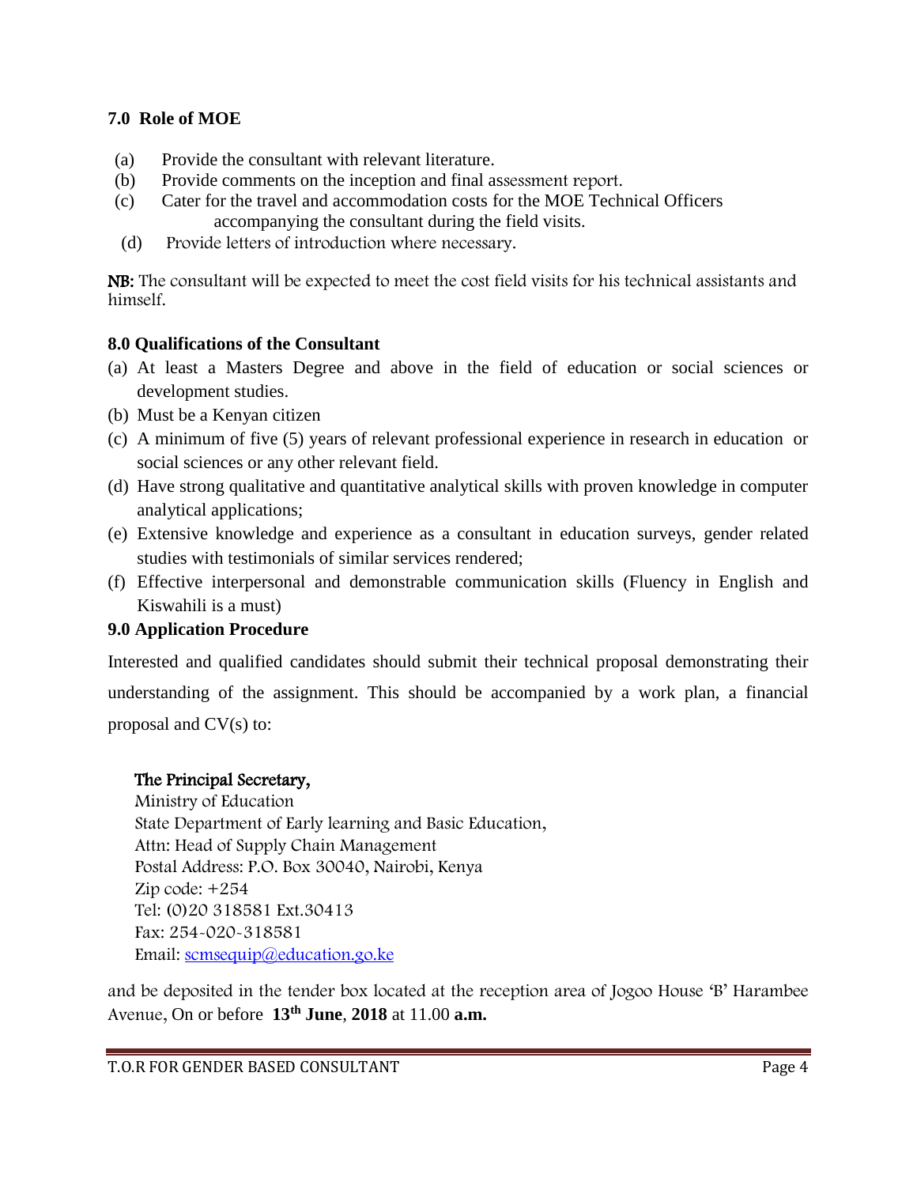## 7.0 Role of MOE

(a) Provide the consultant with relevant literature.
(b) Provide comments on the inception and final assessment report.
(c) Cater for the travel and accommodation costs for the MOE Technical Officers accompanying the consultant during the field visits.
(d) Provide letters of introduction where necessary.

**NB:** The consultant will be expected to meet the cost field visits for his technical assistants and himself.

## 8.0 Qualifications of the Consultant

(a) At least a Masters Degree and above in the field of education or social sciences or development studies.
(b) Must be a Kenyan citizen
(c) A minimum of five (5) years of relevant professional experience in research in education or social sciences or any other relevant field.
(d) Have strong qualitative and quantitative analytical skills with proven knowledge in computer analytical applications;
(e) Extensive knowledge and experience as a consultant in education surveys, gender related studies with testimonials of similar services rendered;
(f) Effective interpersonal and demonstrable communication skills (Fluency in English and Kiswahili is a must)

## 9.0 Application Procedure

Interested and qualified candidates should submit their technical proposal demonstrating their understanding of the assignment. This should be accompanied by a work plan, a financial proposal and CV(s) to:

**The Principal Secretary,**
Ministry of Education
State Department of Early learning and Basic Education,
Attn: Head of Supply Chain Management
Postal Address: P.O. Box 30040, Nairobi, Kenya
Zip code: +254
Tel: (0)20 318581 Ext.30413
Fax: 254-020-318581
Email: scmsequip@education.go.ke

and be deposited in the tender box located at the reception area of Jogoo House 'B' Harambee Avenue, On or before **13th June**, **2018** at 11.00 **a.m.**